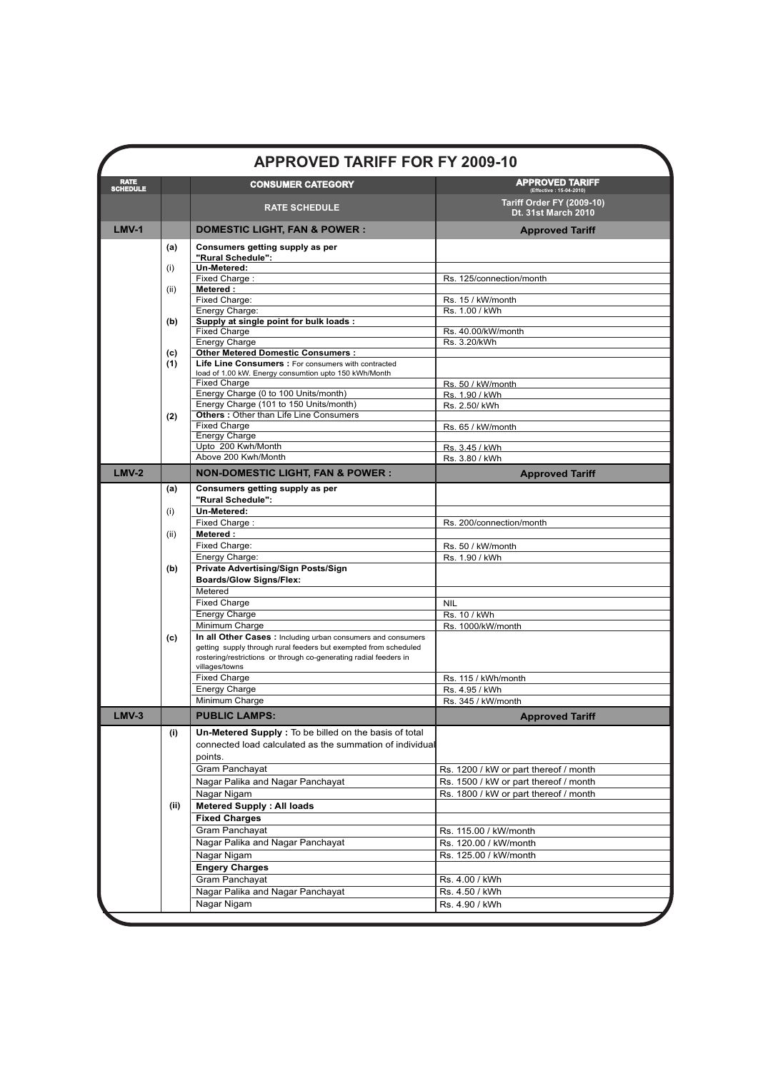# APPROVED TARIFF FOR FY 2009-10

| RATE SCHEDULE | | CONSUMER CATEGORY | APPROVED TARIFF (Effective : 15-04-2010) |
|---|---|---|---|
| | | RATE SCHEDULE | Tariff Order FY (2009-10) Dt. 31st March 2010 |
| **LMV-1** | | **DOMESTIC LIGHT, FAN & POWER :** | **Approved Tariff** |
| | **(a)** | **Consumers getting supply as per "Rural Schedule":** | |
| | (i) | **Un-Metered:** | |
| | | Fixed Charge : | Rs. 125/connection/month |
| | (ii) | **Metered :** | |
| | | Fixed Charge: | Rs. 15 / kW/month |
| | | Energy Charge: | Rs. 1.00 / kWh |
| | **(b)** | **Supply at single point for bulk loads :** | |
| | | Fixed Charge | Rs. 40.00/kW/month |
| | | Energy Charge | Rs. 3.20/kWh |
| | **(c)** | **Other Metered Domestic Consumers :** | |
| | **(1)** | **Life Line Consumers :** For consumers with contracted load of 1.00 kW. Energy consumtion upto 150 kWh/Month | |
| | | Fixed Charge | Rs. 50 / kW/month |
| | | Energy Charge (0 to 100 Units/month) | Rs. 1.90 / kWh |
| | | Energy Charge (101 to 150 Units/month) | Rs. 2.50/ kWh |
| | **(2)** | **Others :** Other than Life Line Consumers | |
| | | Fixed Charge | Rs. 65 / kW/month |
| | | Energy Charge | |
| | | Upto 200 Kwh/Month | Rs. 3.45 / kWh |
| | | Above 200 Kwh/Month | Rs. 3.80 / kWh |
| **LMV-2** | | **NON-DOMESTIC LIGHT, FAN & POWER :** | **Approved Tariff** |
| | **(a)** | **Consumers getting supply as per "Rural Schedule":** | |
| | (i) | **Un-Metered:** | |
| | | Fixed Charge : | Rs. 200/connection/month |
| | (ii) | **Metered :** | |
| | | Fixed Charge: | Rs. 50 / kW/month |
| | | Energy Charge: | Rs. 1.90 / kWh |
| | **(b)** | **Private Advertising/Sign Posts/Sign Boards/Glow Signs/Flex:** | |
| | | Metered | |
| | | Fixed Charge | NIL |
| | | Energy Charge | Rs. 10 / kWh |
| | | Minimum Charge | Rs. 1000/kW/month |
| | **(c)** | **In all Other Cases :** Including urban consumers and consumers getting supply through rural feeders but exempted from scheduled rostering/restrictions or through co-generating radial feeders in villages/towns | |
| | | Fixed Charge | Rs. 115 / kWh/month |
| | | Energy Charge | Rs. 4.95 / kWh |
| | | Minimum Charge | Rs. 345 / kW/month |
| **LMV-3** | | **PUBLIC LAMPS:** | **Approved Tariff** |
| | **(i)** | **Un-Metered Supply :** To be billed on the basis of total connected load calculated as the summation of individual points. | |
| | | Gram Panchayat | Rs. 1200 / kW or part thereof / month |
| | | Nagar Palika and Nagar Panchayat | Rs. 1500 / kW or part thereof / month |
| | | Nagar Nigam | Rs. 1800 / kW or part thereof / month |
| | **(ii)** | **Metered Supply : All loads** | |
| | | **Fixed Charges** | |
| | | Gram Panchayat | Rs. 115.00 / kW/month |
| | | Nagar Palika and Nagar Panchayat | Rs. 120.00 / kW/month |
| | | Nagar Nigam | Rs. 125.00 / kW/month |
| | | **Engery Charges** | |
| | | Gram Panchayat | Rs. 4.00 / kWh |
| | | Nagar Palika and Nagar Panchayat | Rs. 4.50 / kWh |
| | | Nagar Nigam | Rs. 4.90 / kWh |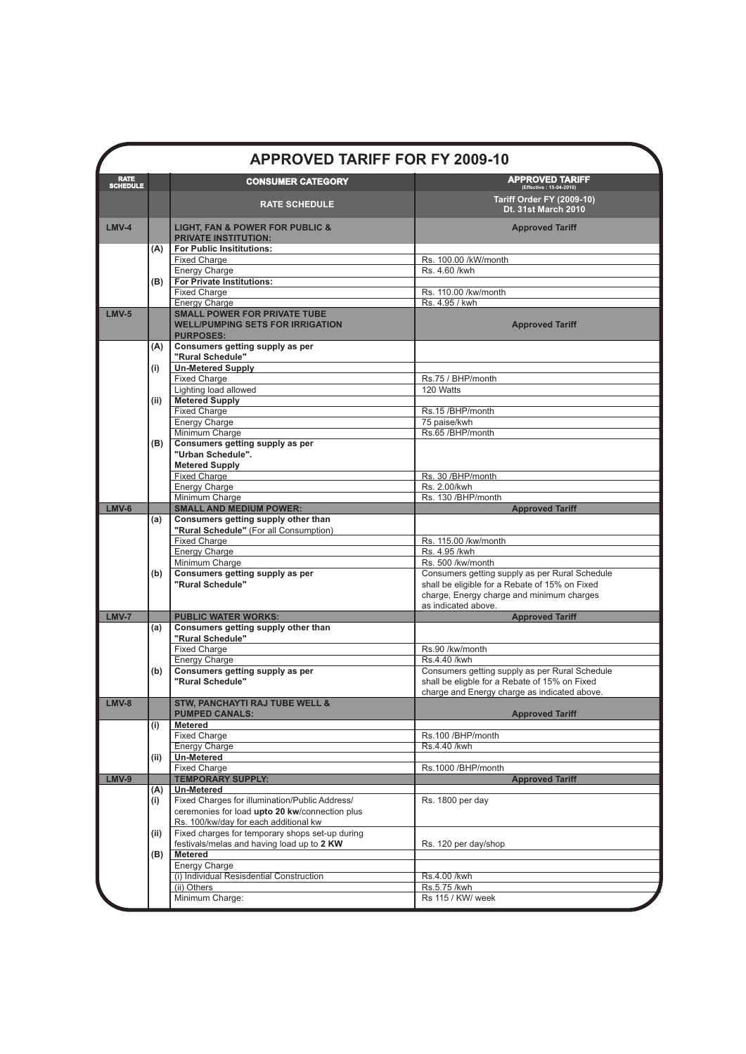# APPROVED TARIFF FOR FY 2009-10

| RATE SCHEDULE | | CONSUMER CATEGORY | APPROVED TARIFF (Effective : 15-04-2010) |
|---|---|---|---|
| | | **RATE SCHEDULE** | **Tariff Order FY (2009-10) Dt. 31st March 2010** |
| **LMV-4** | | **LIGHT, FAN & POWER FOR PUBLIC & PRIVATE INSTITUTION:** | **Approved Tariff** |
| | **(A)** | **For Public Insititutions:** | |
| | | Fixed Charge | Rs. 100.00 /kW/month |
| | | Energy Charge | Rs. 4.60 /kwh |
| | **(B)** | **For Private Institutions:** | |
| | | Fixed Charge | Rs. 110.00 /kw/month |
| | | Energy Charge | Rs. 4.95 / kwh |
| **LMV-5** | | **SMALL POWER FOR PRIVATE TUBE WELL/PUMPING SETS FOR IRRIGATION PURPOSES:** | **Approved Tariff** |
| | **(A)** | **Consumers getting supply as per "Rural Schedule"** | |
| | **(i)** | **Un-Metered Supply** | |
| | | Fixed Charge | Rs.75 / BHP/month |
| | | Lighting load allowed | 120 Watts |
| | **(ii)** | **Metered Supply** | |
| | | Fixed Charge | Rs.15 /BHP/month |
| | | Energy Charge | 75 paise/kwh |
| | | Minimum Charge | Rs.65 /BHP/month |
| | **(B)** | **Consumers getting supply as per "Urban Schedule". Metered Supply** | |
| | | Fixed Charge | Rs. 30 /BHP/month |
| | | Energy Charge | Rs. 2.00/kwh |
| | | Minimum Charge | Rs. 130 /BHP/month |
| **LMV-6** | | **SMALL AND MEDIUM POWER:** | **Approved Tariff** |
| | **(a)** | **Consumers getting supply other than "Rural Schedule"** (For all Consumption) | |
| | | Fixed Charge | Rs. 115.00 /kw/month |
| | | Energy Charge | Rs. 4.95 /kwh |
| | | Minimum Charge | Rs. 500 /kw/month |
| | **(b)** | **Consumers getting supply as per "Rural Schedule"** | Consumers getting supply as per Rural Schedule shall be eligible for a Rebate of 15% on Fixed charge, Energy charge and minimum charges as indicated above. |
| **LMV-7** | | **PUBLIC WATER WORKS:** | **Approved Tariff** |
| | **(a)** | **Consumers getting supply other than "Rural Schedule"** | |
| | | Fixed Charge | Rs.90 /kw/month |
| | | Energy Charge | Rs.4.40 /kwh |
| | **(b)** | **Consumers getting supply as per "Rural Schedule"** | Consumers getting supply as per Rural Schedule shall be eligble for a Rebate of 15% on Fixed charge and Energy charge as indicated above. |
| **LMV-8** | | **STW, PANCHAYTI RAJ TUBE WELL & PUMPED CANALS:** | **Approved Tariff** |
| | **(i)** | **Metered** | |
| | | Fixed Charge | Rs.100 /BHP/month |
| | | Energy Charge | Rs.4.40 /kwh |
| | **(ii)** | **Un-Metered** | |
| | | Fixed Charge | Rs.1000 /BHP/month |
| **LMV-9** | | **TEMPORARY SUPPLY:** | **Approved Tariff** |
| | **(A)** | **Un-Metered** | |
| | **(i)** | Fixed Charges for illumination/Public Address/ ceremonies for load **upto 20 kw**/connection plus Rs. 100/kw/day for each additional kw | Rs. 1800 per day |
| | **(ii)** | Fixed charges for temporary shops set-up during festivals/melas and having load up to **2 KW** | Rs. 120 per day/shop |
| | **(B)** | **Metered** | |
| | | Energy Charge | |
| | | (i) Individual Resisdential Construction | Rs.4.00 /kwh |
| | | (ii) Others | Rs.5.75 /kwh |
| | | Minimum Charge: | Rs 115 / KW/ week |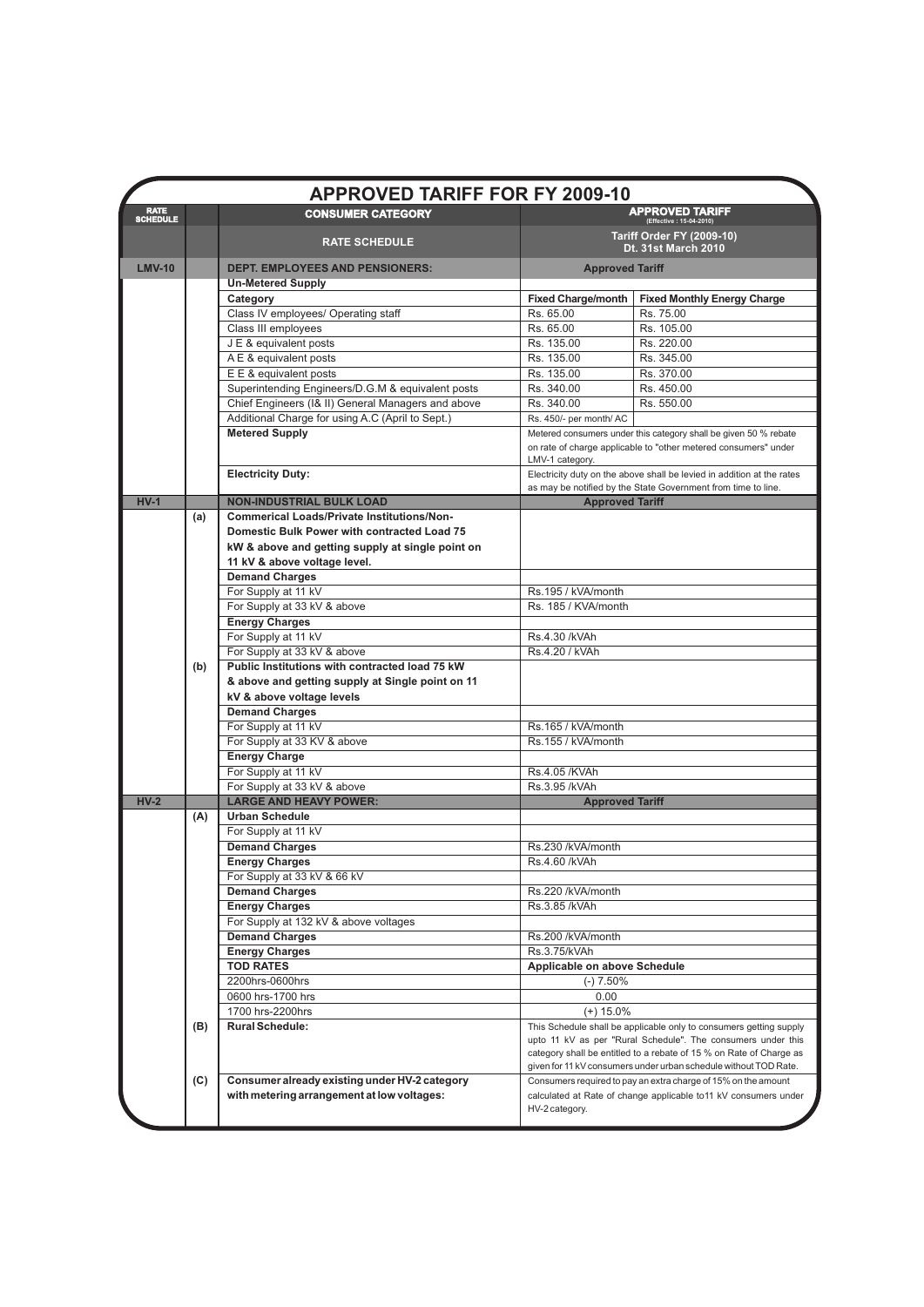# APPROVED TARIFF FOR FY 2009-10

| RATE SCHEDULE | | CONSUMER CATEGORY | APPROVED TARIFF (Effective : 15-04-2010) | |
|---|---|---|---|---|
| | | **RATE SCHEDULE** | **Tariff Order FY (2009-10) Dt. 31st March 2010** | |
| **LMV-10** | | **DEPT. EMPLOYEES AND PENSIONERS:** | **Approved Tariff** | |
| | | **Un-Metered Supply** | | |
| | | **Category** | **Fixed Charge/month** | **Fixed Monthly Energy Charge** |
| | | Class IV employees/ Operating staff | Rs. 65.00 | Rs. 75.00 |
| | | Class III employees | Rs. 65.00 | Rs. 105.00 |
| | | J E & equivalent posts | Rs. 135.00 | Rs. 220.00 |
| | | A E & equivalent posts | Rs. 135.00 | Rs. 345.00 |
| | | E E & equivalent posts | Rs. 135.00 | Rs. 370.00 |
| | | Superintending Engineers/D.G.M & equivalent posts | Rs. 340.00 | Rs. 450.00 |
| | | Chief Engineers (I& II) General Managers and above | Rs. 340.00 | Rs. 550.00 |
| | | Additional Charge for using A.C (April to Sept.) | Rs. 450/- per month/ AC | |
| | | **Metered Supply** | Metered consumers under this category shall be given 50 % rebate on rate of charge applicable to "other metered consumers" under LMV-1 category. | |
| | | **Electricity Duty:** | Electricity duty on the above shall be levied in addition at the rates as may be notified by the State Government from time to time. | |
| **HV-1** | | **NON-INDUSTRIAL BULK LOAD** | **Approved Tariff** | |
| | (a) | **Commerical Loads/Private Institutions/Non-Domestic Bulk Power with contracted Load 75 kW & above and getting supply at single point on 11 kV & above voltage level.** | | |
| | | **Demand Charges** | | |
| | | For Supply at 11 kV | Rs.195 / kVA/month | |
| | | For Supply at 33 kV & above | Rs. 185 / KVA/month | |
| | | **Energy Charges** | | |
| | | For Supply at 11 kV | Rs.4.30 /kVAh | |
| | | For Supply at 33 kV & above | Rs.4.20 / kVAh | |
| | (b) | **Public Institutions with contracted load 75 kW & above and getting supply at Single point on 11 kV & above voltage levels** | | |
| | | **Demand Charges** | | |
| | | For Supply at 11 kV | Rs.165 / kVA/month | |
| | | For Supply at 33 KV & above | Rs.155 / kVA/month | |
| | | **Energy Charge** | | |
| | | For Supply at 11 kV | Rs.4.05 /KVAh | |
| | | For Supply at 33 kV & above | Rs.3.95 /kVAh | |
| **HV-2** | | **LARGE AND HEAVY POWER:** | **Approved Tariff** | |
| | (A) | **Urban Schedule** | | |
| | | For Supply at 11 kV | | |
| | | **Demand Charges** | Rs.230 /kVA/month | |
| | | **Energy Charges** | Rs.4.60 /kVAh | |
| | | For Supply at 33 kV & 66 kV | | |
| | | **Demand Charges** | Rs.220 /kVA/month | |
| | | **Energy Charges** | Rs.3.85 /kVAh | |
| | | For Supply at 132 kV & above voltages | | |
| | | **Demand Charges** | Rs.200 /kVA/month | |
| | | **Energy Charges** | Rs.3.75/kVAh | |
| | | **TOD RATES** | **Applicable on above Schedule** | |
| | | 2200hrs-0600hrs | (-) 7.50% | |
| | | 0600 hrs-1700 hrs | 0.00 | |
| | | 1700 hrs-2200hrs | (+) 15.0% | |
| | (B) | **Rural Schedule:** | This Schedule shall be applicable only to consumers getting supply upto 11 kV as per "Rural Schedule". The consumers under this category shall be entitled to a rebate of 15 % on Rate of Charge as given for 11 kV consumers under urban schedule without TOD Rate. | |
| | (C) | **Consumer already existing under HV-2 category with metering arrangement at low voltages:** | Consumers required to pay an extra charge of 15% on the amount calculated at Rate of change applicable to11 kV consumers under HV-2 category. | |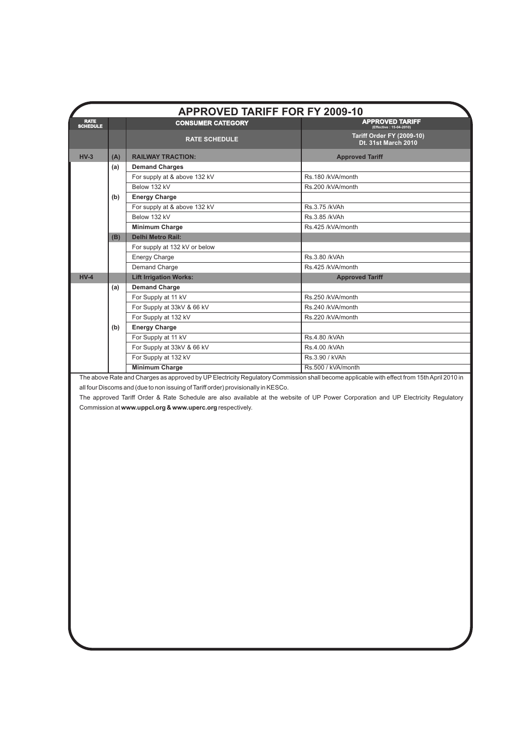# APPROVED TARIFF FOR FY 2009-10

| RATE SCHEDULE | | CONSUMER CATEGORY | APPROVED TARIFF (Effective : 15-04-2010) |
|---|---|---|---|
| | | RATE SCHEDULE | Tariff Order FY (2009-10) Dt. 31st March 2010 |
| **HV-3** | **(A)** | **RAILWAY TRACTION:** | **Approved Tariff** |
| | **(a)** | **Demand Charges** | |
| | | For supply at & above 132 kV | Rs.180 /kVA/month |
| | | Below 132 kV | Rs.200 /kVA/month |
| | **(b)** | **Energy Charge** | |
| | | For supply at & above 132 kV | Rs.3.75 /kVAh |
| | | Below 132 kV | Rs.3.85 /kVAh |
| | | **Minimum Charge** | Rs.425 /kVA/month |
| | **(B)** | **Delhi Metro Rail:** | |
| | | For supply at 132 kV or below | |
| | | Energy Charge | Rs.3.80 /kVAh |
| | | Demand Charge | Rs.425 /kVA/month |
| **HV-4** | | **Lift Irrigation Works:** | **Approved Tariff** |
| | **(a)** | **Demand Charge** | |
| | | For Supply at 11 kV | Rs.250 /kVA/month |
| | | For Supply at 33kV & 66 kV | Rs.240 /kVA/month |
| | | For Supply at 132 kV | Rs.220 /kVA/month |
| | **(b)** | **Energy Charge** | |
| | | For Supply at 11 kV | Rs.4.80 /kVAh |
| | | For Supply at 33kV & 66 kV | Rs.4.00 /kVAh |
| | | For Supply at 132 kV | Rs.3.90 / kVAh |
| | | **Minimum Charge** | Rs.500 / kVA/month |

The above Rate and Charges as approved by UP Electricity Regulatory Commission shall become applicable with effect from 15th April 2010 in all four Discoms and (due to non issuing of Tariff order) provisionally in KESCo.

The approved Tariff Order & Rate Schedule are also available at the website of UP Power Corporation and UP Electricity Regulatory Commission at **www.uppcl.org & www.uperc.org** respectively.